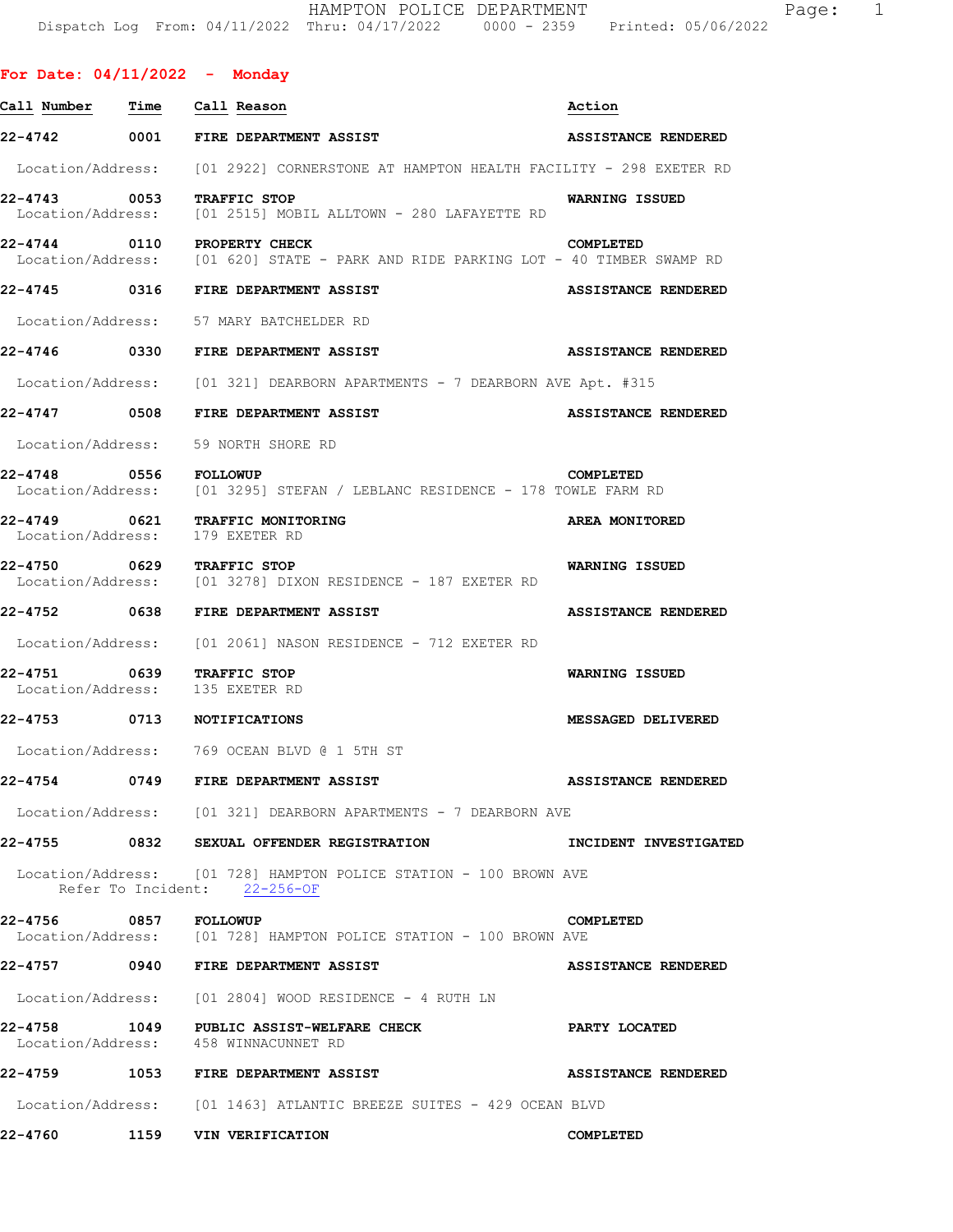HAMPTON POLICE DEPARTMENT
Dispatch Log From: 04/11/2022 Thru: 04/17/2022 0000 - 2359 Printed: 05/06/2022

## For Date: 04/11/2022 - Monday

| Call Number | Time | Call Reason | Action |
|---|---|---|---|
| 22-4742 | 0001 | FIRE DEPARTMENT ASSIST | ASSISTANCE RENDERED |
| | | Location/Address: [01 2922] CORNERSTONE AT HAMPTON HEALTH FACILITY - 298 EXETER RD | |
| 22-4743 | 0053 | TRAFFIC STOP | WARNING ISSUED |
| | | Location/Address: [01 2515] MOBIL ALLTOWN - 280 LAFAYETTE RD | |
| 22-4744 | 0110 | PROPERTY CHECK | COMPLETED |
| | | Location/Address: [01 620] STATE - PARK AND RIDE PARKING LOT - 40 TIMBER SWAMP RD | |
| 22-4745 | 0316 | FIRE DEPARTMENT ASSIST | ASSISTANCE RENDERED |
| | | Location/Address: 57 MARY BATCHELDER RD | |
| 22-4746 | 0330 | FIRE DEPARTMENT ASSIST | ASSISTANCE RENDERED |
| | | Location/Address: [01 321] DEARBORN APARTMENTS - 7 DEARBORN AVE Apt. #315 | |
| 22-4747 | 0508 | FIRE DEPARTMENT ASSIST | ASSISTANCE RENDERED |
| | | Location/Address: 59 NORTH SHORE RD | |
| 22-4748 | 0556 | FOLLOWUP | COMPLETED |
| | | Location/Address: [01 3295] STEFAN / LEBLANC RESIDENCE - 178 TOWLE FARM RD | |
| 22-4749 | 0621 | TRAFFIC MONITORING | AREA MONITORED |
| | | Location/Address: 179 EXETER RD | |
| 22-4750 | 0629 | TRAFFIC STOP | WARNING ISSUED |
| | | Location/Address: [01 3278] DIXON RESIDENCE - 187 EXETER RD | |
| 22-4752 | 0638 | FIRE DEPARTMENT ASSIST | ASSISTANCE RENDERED |
| | | Location/Address: [01 2061] NASON RESIDENCE - 712 EXETER RD | |
| 22-4751 | 0639 | TRAFFIC STOP | WARNING ISSUED |
| | | Location/Address: 135 EXETER RD | |
| 22-4753 | 0713 | NOTIFICATIONS | MESSAGED DELIVERED |
| | | Location/Address: 769 OCEAN BLVD @ 1 5TH ST | |
| 22-4754 | 0749 | FIRE DEPARTMENT ASSIST | ASSISTANCE RENDERED |
| | | Location/Address: [01 321] DEARBORN APARTMENTS - 7 DEARBORN AVE | |
| 22-4755 | 0832 | SEXUAL OFFENDER REGISTRATION | INCIDENT INVESTIGATED |
| | | Location/Address: [01 728] HAMPTON POLICE STATION - 100 BROWN AVE; Refer To Incident: 22-256-OF | |
| 22-4756 | 0857 | FOLLOWUP | COMPLETED |
| | | Location/Address: [01 728] HAMPTON POLICE STATION - 100 BROWN AVE | |
| 22-4757 | 0940 | FIRE DEPARTMENT ASSIST | ASSISTANCE RENDERED |
| | | Location/Address: [01 2804] WOOD RESIDENCE - 4 RUTH LN | |
| 22-4758 | 1049 | PUBLIC ASSIST-WELFARE CHECK | PARTY LOCATED |
| | | Location/Address: 458 WINNACUNNET RD | |
| 22-4759 | 1053 | FIRE DEPARTMENT ASSIST | ASSISTANCE RENDERED |
| | | Location/Address: [01 1463] ATLANTIC BREEZE SUITES - 429 OCEAN BLVD | |
| 22-4760 | 1159 | VIN VERIFICATION | COMPLETED |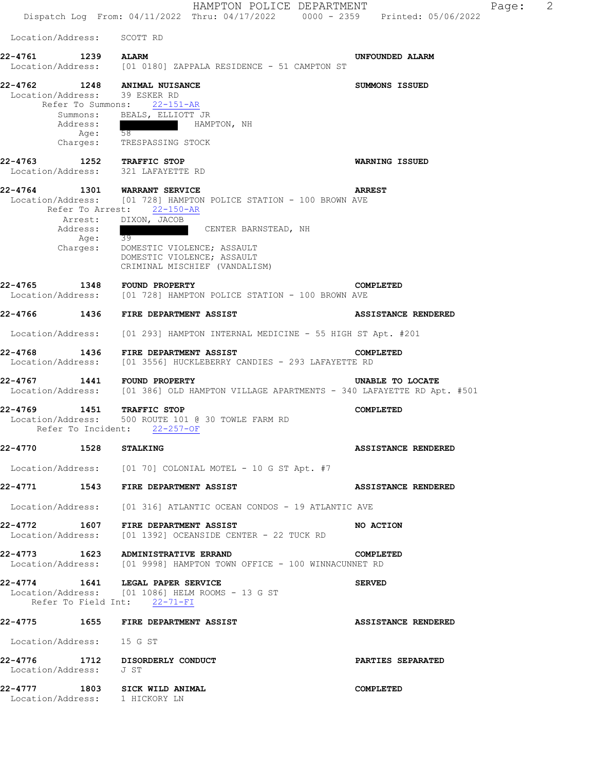Location/Address: SCOTT RD

**22-4761 1239 ALARM** **UNFOUNDED ALARM**
Location/Address: [01 0180] ZAPPALA RESIDENCE - 51 CAMPTON ST

**22-4762 1248 ANIMAL NUISANCE** **SUMMONS ISSUED**
Location/Address: 39 ESKER RD
Refer To Summons: 22-151-AR
Summons: BEALS, ELLIOTT JR
Address: ██████ HAMPTON, NH
Age: 58
Charges: TRESPASSING STOCK

**22-4763 1252 TRAFFIC STOP** **WARNING ISSUED**
Location/Address: 321 LAFAYETTE RD

**22-4764 1301 WARRANT SERVICE** **ARREST**
Location/Address: [01 728] HAMPTON POLICE STATION - 100 BROWN AVE
Refer To Arrest: 22-150-AR
Arrest: DIXON, JACOB
Address: ██████ CENTER BARNSTEAD, NH
Age: 39
Charges: DOMESTIC VIOLENCE; ASSAULT
DOMESTIC VIOLENCE; ASSAULT
CRIMINAL MISCHIEF (VANDALISM)

**22-4765 1348 FOUND PROPERTY** **COMPLETED**
Location/Address: [01 728] HAMPTON POLICE STATION - 100 BROWN AVE

**22-4766 1436 FIRE DEPARTMENT ASSIST** **ASSISTANCE RENDERED**
Location/Address: [01 293] HAMPTON INTERNAL MEDICINE - 55 HIGH ST Apt. #201

**22-4768 1436 FIRE DEPARTMENT ASSIST** **COMPLETED**
Location/Address: [01 3556] HUCKLEBERRY CANDIES - 293 LAFAYETTE RD

**22-4767 1441 FOUND PROPERTY** **UNABLE TO LOCATE**
Location/Address: [01 386] OLD HAMPTON VILLAGE APARTMENTS - 340 LAFAYETTE RD Apt. #501

**22-4769 1451 TRAFFIC STOP** **COMPLETED**
Location/Address: 500 ROUTE 101 @ 30 TOWLE FARM RD
Refer To Incident: 22-257-OF

**22-4770 1528 STALKING** **ASSISTANCE RENDERED**
Location/Address: [01 70] COLONIAL MOTEL - 10 G ST Apt. #7

**22-4771 1543 FIRE DEPARTMENT ASSIST** **ASSISTANCE RENDERED**
Location/Address: [01 316] ATLANTIC OCEAN CONDOS - 19 ATLANTIC AVE

**22-4772 1607 FIRE DEPARTMENT ASSIST** **NO ACTION**
Location/Address: [01 1392] OCEANSIDE CENTER - 22 TUCK RD

**22-4773 1623 ADMINISTRATIVE ERRAND** **COMPLETED**
Location/Address: [01 9998] HAMPTON TOWN OFFICE - 100 WINNACUNNET RD

**22-4774 1641 LEGAL PAPER SERVICE** **SERVED**
Location/Address: [01 1086] HELM ROOMS - 13 G ST
Refer To Field Int: 22-71-FI

**22-4775 1655 FIRE DEPARTMENT ASSIST** **ASSISTANCE RENDERED**
Location/Address: 15 G ST

**22-4776 1712 DISORDERLY CONDUCT** **PARTIES SEPARATED**
Location/Address: J ST

**22-4777 1803 SICK WILD ANIMAL** **COMPLETED**
Location/Address: 1 HICKORY LN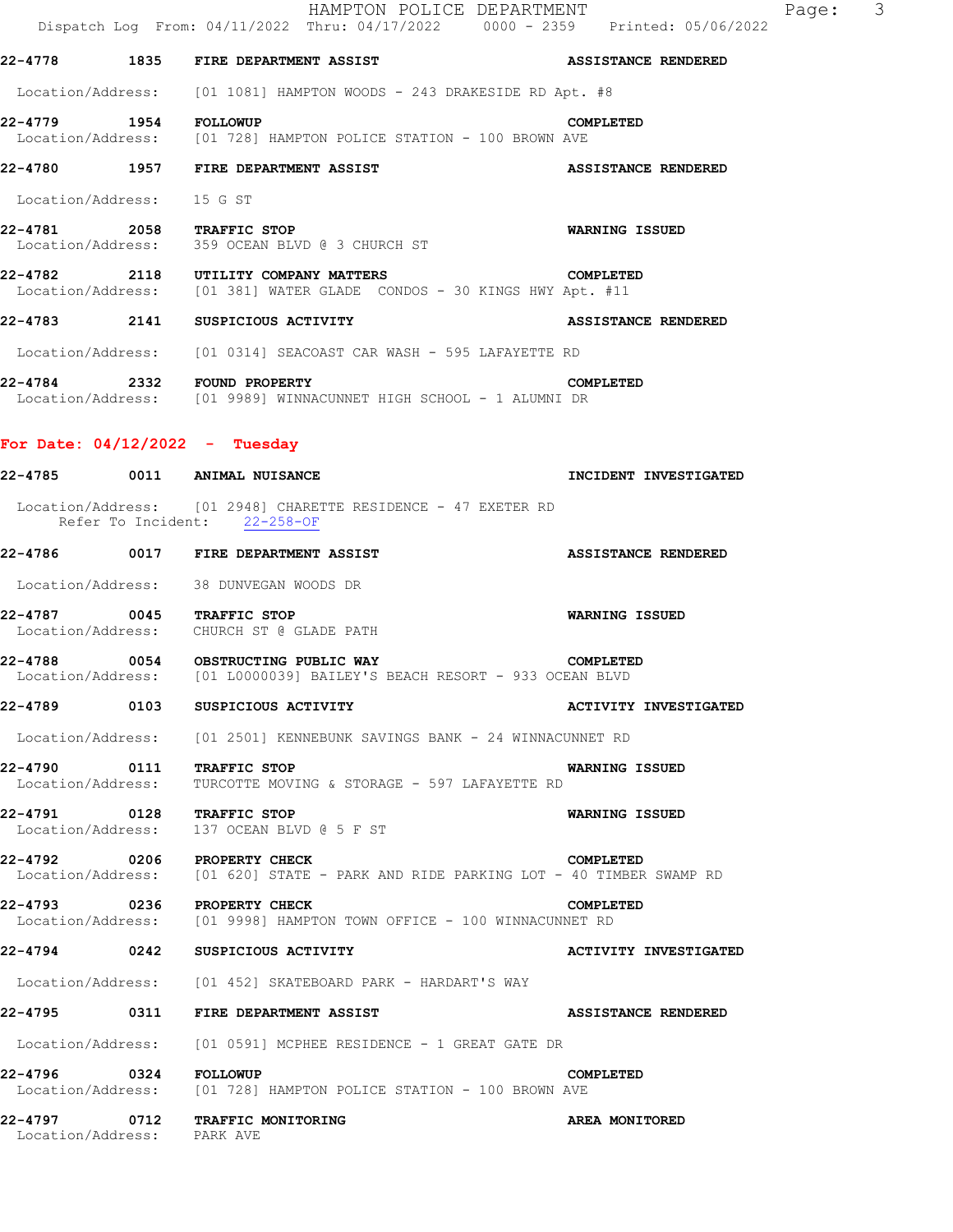**22-4778** **1835** **FIRE DEPARTMENT ASSIST** **ASSISTANCE RENDERED**

Location/Address: [01 1081] HAMPTON WOODS - 243 DRAKESIDE RD Apt. #8

**22-4779** **1954** **FOLLOWUP** **COMPLETED**
Location/Address: [01 728] HAMPTON POLICE STATION - 100 BROWN AVE

**22-4780** **1957** **FIRE DEPARTMENT ASSIST** **ASSISTANCE RENDERED**

Location/Address: 15 G ST

**22-4781** **2058** **TRAFFIC STOP** **WARNING ISSUED**
Location/Address: 359 OCEAN BLVD @ 3 CHURCH ST

**22-4782** **2118** **UTILITY COMPANY MATTERS** **COMPLETED**
Location/Address: [01 381] WATER GLADE CONDOS - 30 KINGS HWY Apt. #11

**22-4783** **2141** **SUSPICIOUS ACTIVITY** **ASSISTANCE RENDERED**

Location/Address: [01 0314] SEACOAST CAR WASH - 595 LAFAYETTE RD

**22-4784** **2332** **FOUND PROPERTY** **COMPLETED**
Location/Address: [01 9989] WINNACUNNET HIGH SCHOOL - 1 ALUMNI DR

## For Date: 04/12/2022 - Tuesday

**22-4785** **0011** **ANIMAL NUISANCE** **INCIDENT INVESTIGATED**

Location/Address: [01 2948] CHARETTE RESIDENCE - 47 EXETER RD
Refer To Incident: 22-258-OF

**22-4786** **0017** **FIRE DEPARTMENT ASSIST** **ASSISTANCE RENDERED**

Location/Address: 38 DUNVEGAN WOODS DR

**22-4787** **0045** **TRAFFIC STOP** **WARNING ISSUED**
Location/Address: CHURCH ST @ GLADE PATH

**22-4788** **0054** **OBSTRUCTING PUBLIC WAY** **COMPLETED**
Location/Address: [01 L0000039] BAILEY'S BEACH RESORT - 933 OCEAN BLVD

**22-4789** **0103** **SUSPICIOUS ACTIVITY** **ACTIVITY INVESTIGATED**

Location/Address: [01 2501] KENNEBUNK SAVINGS BANK - 24 WINNACUNNET RD

**22-4790** **0111** **TRAFFIC STOP** **WARNING ISSUED**
Location/Address: TURCOTTE MOVING & STORAGE - 597 LAFAYETTE RD

**22-4791** **0128** **TRAFFIC STOP** **WARNING ISSUED**
Location/Address: 137 OCEAN BLVD @ 5 F ST

**22-4792** **0206** **PROPERTY CHECK** **COMPLETED**
Location/Address: [01 620] STATE - PARK AND RIDE PARKING LOT - 40 TIMBER SWAMP RD

**22-4793** **0236** **PROPERTY CHECK** **COMPLETED**
Location/Address: [01 9998] HAMPTON TOWN OFFICE - 100 WINNACUNNET RD

**22-4794** **0242** **SUSPICIOUS ACTIVITY** **ACTIVITY INVESTIGATED**

Location/Address: [01 452] SKATEBOARD PARK - HARDART'S WAY

**22-4795** **0311** **FIRE DEPARTMENT ASSIST** **ASSISTANCE RENDERED**

Location/Address: [01 0591] MCPHEE RESIDENCE - 1 GREAT GATE DR

**22-4796** **0324** **FOLLOWUP** **COMPLETED**
Location/Address: [01 728] HAMPTON POLICE STATION - 100 BROWN AVE

**22-4797** **0712** **TRAFFIC MONITORING** **AREA MONITORED**
Location/Address: PARK AVE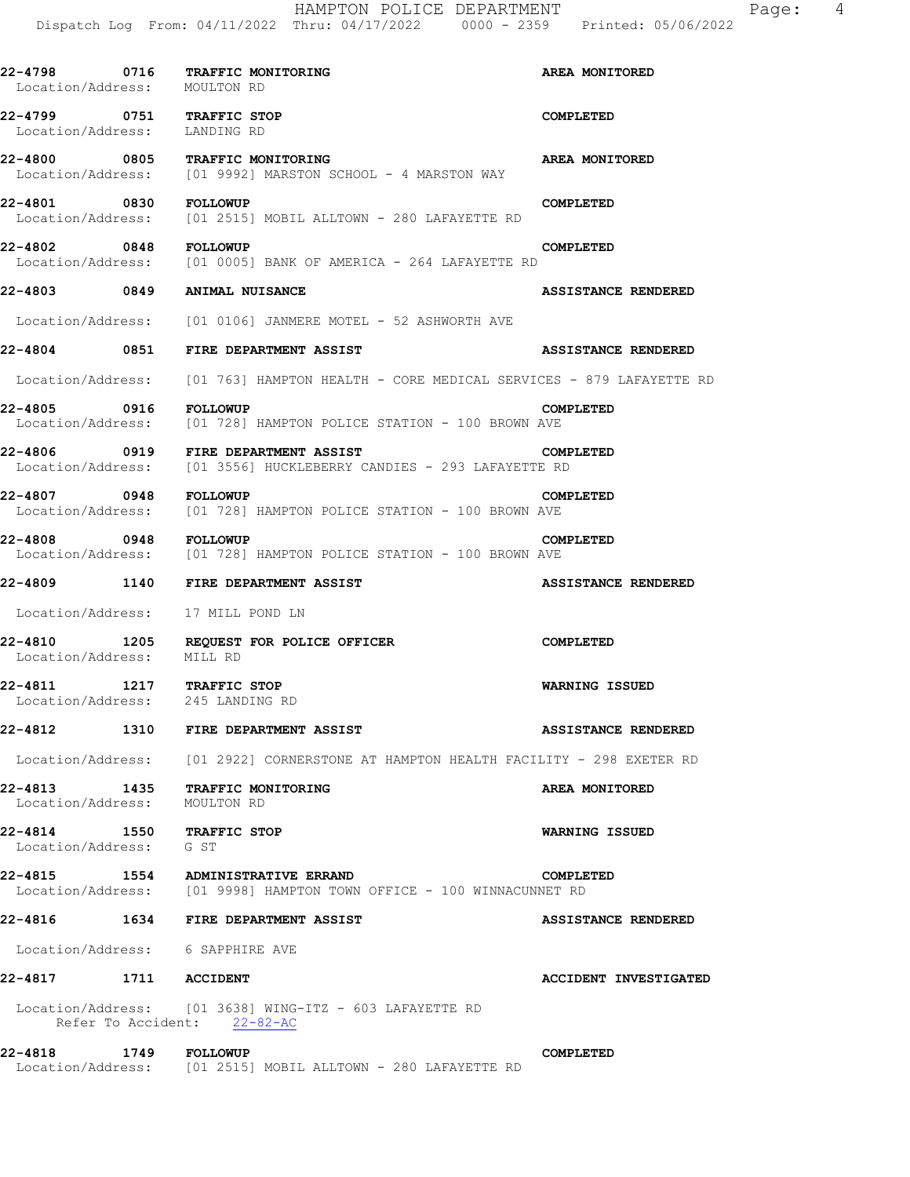**22-4798 0716 TRAFFIC MONITORING** **AREA MONITORED**
Location/Address: MOULTON RD

**22-4799 0751 TRAFFIC STOP** **COMPLETED**
Location/Address: LANDING RD

**22-4800 0805 TRAFFIC MONITORING** **AREA MONITORED**
Location/Address: [01 9992] MARSTON SCHOOL - 4 MARSTON WAY

**22-4801 0830 FOLLOWUP** **COMPLETED**
Location/Address: [01 2515] MOBIL ALLTOWN - 280 LAFAYETTE RD

**22-4802 0848 FOLLOWUP** **COMPLETED**
Location/Address: [01 0005] BANK OF AMERICA - 264 LAFAYETTE RD

**22-4803 0849 ANIMAL NUISANCE** **ASSISTANCE RENDERED**
Location/Address: [01 0106] JANMERE MOTEL - 52 ASHWORTH AVE

**22-4804 0851 FIRE DEPARTMENT ASSIST** **ASSISTANCE RENDERED**
Location/Address: [01 763] HAMPTON HEALTH - CORE MEDICAL SERVICES - 879 LAFAYETTE RD

**22-4805 0916 FOLLOWUP** **COMPLETED**
Location/Address: [01 728] HAMPTON POLICE STATION - 100 BROWN AVE

**22-4806 0919 FIRE DEPARTMENT ASSIST** **COMPLETED**
Location/Address: [01 3556] HUCKLEBERRY CANDIES - 293 LAFAYETTE RD

**22-4807 0948 FOLLOWUP** **COMPLETED**
Location/Address: [01 728] HAMPTON POLICE STATION - 100 BROWN AVE

**22-4808 0948 FOLLOWUP** **COMPLETED**
Location/Address: [01 728] HAMPTON POLICE STATION - 100 BROWN AVE

**22-4809 1140 FIRE DEPARTMENT ASSIST** **ASSISTANCE RENDERED**
Location/Address: 17 MILL POND LN

**22-4810 1205 REQUEST FOR POLICE OFFICER** **COMPLETED**
Location/Address: MILL RD

**22-4811 1217 TRAFFIC STOP** **WARNING ISSUED**
Location/Address: 245 LANDING RD

**22-4812 1310 FIRE DEPARTMENT ASSIST** **ASSISTANCE RENDERED**
Location/Address: [01 2922] CORNERSTONE AT HAMPTON HEALTH FACILITY - 298 EXETER RD

**22-4813 1435 TRAFFIC MONITORING** **AREA MONITORED**
Location/Address: MOULTON RD

**22-4814 1550 TRAFFIC STOP** **WARNING ISSUED**
Location/Address: G ST

**22-4815 1554 ADMINISTRATIVE ERRAND** **COMPLETED**
Location/Address: [01 9998] HAMPTON TOWN OFFICE - 100 WINNACUNNET RD

**22-4816 1634 FIRE DEPARTMENT ASSIST** **ASSISTANCE RENDERED**
Location/Address: 6 SAPPHIRE AVE

**22-4817 1711 ACCIDENT** **ACCIDENT INVESTIGATED**
Location/Address: [01 3638] WING-ITZ - 603 LAFAYETTE RD
Refer To Accident: 22-82-AC

**22-4818 1749 FOLLOWUP** **COMPLETED**
Location/Address: [01 2515] MOBIL ALLTOWN - 280 LAFAYETTE RD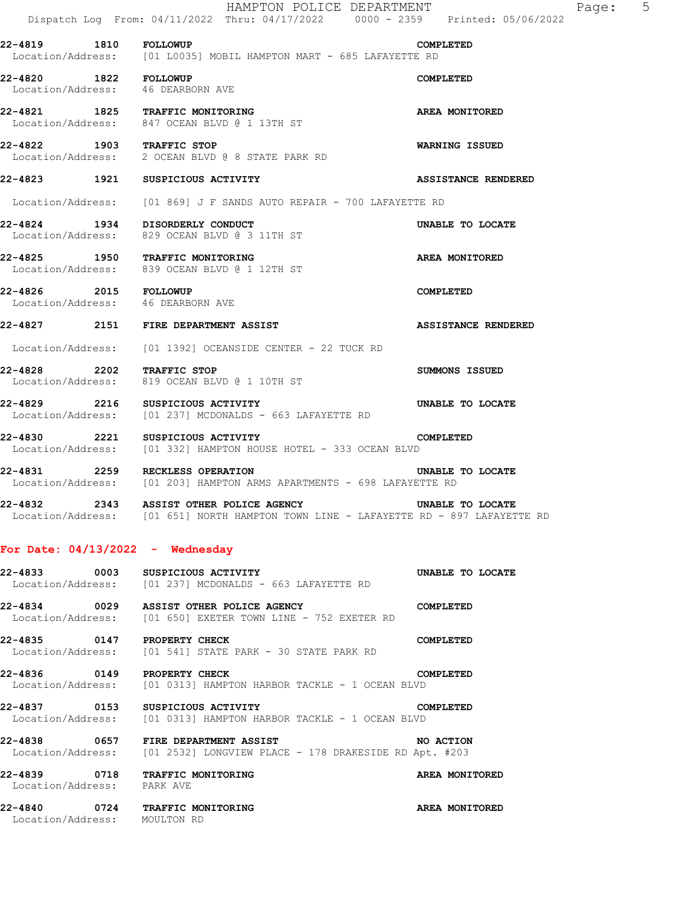**22-4819** **1810** **FOLLOWUP** **COMPLETED**
Location/Address: [01 L0035] MOBIL HAMPTON MART - 685 LAFAYETTE RD

**22-4820** **1822** **FOLLOWUP** **COMPLETED**
Location/Address: 46 DEARBORN AVE

**22-4821** **1825** **TRAFFIC MONITORING** **AREA MONITORED**
Location/Address: 847 OCEAN BLVD @ 1 13TH ST

**22-4822** **1903** **TRAFFIC STOP** **WARNING ISSUED**
Location/Address: 2 OCEAN BLVD @ 8 STATE PARK RD

**22-4823** **1921** **SUSPICIOUS ACTIVITY** **ASSISTANCE RENDERED**
Location/Address: [01 869] J F SANDS AUTO REPAIR - 700 LAFAYETTE RD

**22-4824** **1934** **DISORDERLY CONDUCT** **UNABLE TO LOCATE**
Location/Address: 829 OCEAN BLVD @ 3 11TH ST

**22-4825** **1950** **TRAFFIC MONITORING** **AREA MONITORED**
Location/Address: 839 OCEAN BLVD @ 1 12TH ST

**22-4826** **2015** **FOLLOWUP** **COMPLETED**
Location/Address: 46 DEARBORN AVE

**22-4827** **2151** **FIRE DEPARTMENT ASSIST** **ASSISTANCE RENDERED**
Location/Address: [01 1392] OCEANSIDE CENTER - 22 TUCK RD

**22-4828** **2202** **TRAFFIC STOP** **SUMMONS ISSUED**
Location/Address: 819 OCEAN BLVD @ 1 10TH ST

**22-4829** **2216** **SUSPICIOUS ACTIVITY** **UNABLE TO LOCATE**
Location/Address: [01 237] MCDONALDS - 663 LAFAYETTE RD

**22-4830** **2221** **SUSPICIOUS ACTIVITY** **COMPLETED**
Location/Address: [01 332] HAMPTON HOUSE HOTEL - 333 OCEAN BLVD

**22-4831** **2259** **RECKLESS OPERATION** **UNABLE TO LOCATE**
Location/Address: [01 203] HAMPTON ARMS APARTMENTS - 698 LAFAYETTE RD

**22-4832** **2343** **ASSIST OTHER POLICE AGENCY** **UNABLE TO LOCATE**
Location/Address: [01 651] NORTH HAMPTON TOWN LINE - LAFAYETTE RD - 897 LAFAYETTE RD

## For Date: 04/13/2022 - Wednesday

**22-4833** **0003** **SUSPICIOUS ACTIVITY** **UNABLE TO LOCATE**
Location/Address: [01 237] MCDONALDS - 663 LAFAYETTE RD

**22-4834** **0029** **ASSIST OTHER POLICE AGENCY** **COMPLETED**
Location/Address: [01 650] EXETER TOWN LINE - 752 EXETER RD

**22-4835** **0147** **PROPERTY CHECK** **COMPLETED**
Location/Address: [01 541] STATE PARK - 30 STATE PARK RD

**22-4836** **0149** **PROPERTY CHECK** **COMPLETED**
Location/Address: [01 0313] HAMPTON HARBOR TACKLE - 1 OCEAN BLVD

**22-4837** **0153** **SUSPICIOUS ACTIVITY** **COMPLETED**
Location/Address: [01 0313] HAMPTON HARBOR TACKLE - 1 OCEAN BLVD

**22-4838** **0657** **FIRE DEPARTMENT ASSIST** **NO ACTION**
Location/Address: [01 2532] LONGVIEW PLACE - 178 DRAKESIDE RD Apt. #203

**22-4839** **0718** **TRAFFIC MONITORING** **AREA MONITORED**
Location/Address: PARK AVE

**22-4840** **0724** **TRAFFIC MONITORING** **AREA MONITORED**
Location/Address: MOULTON RD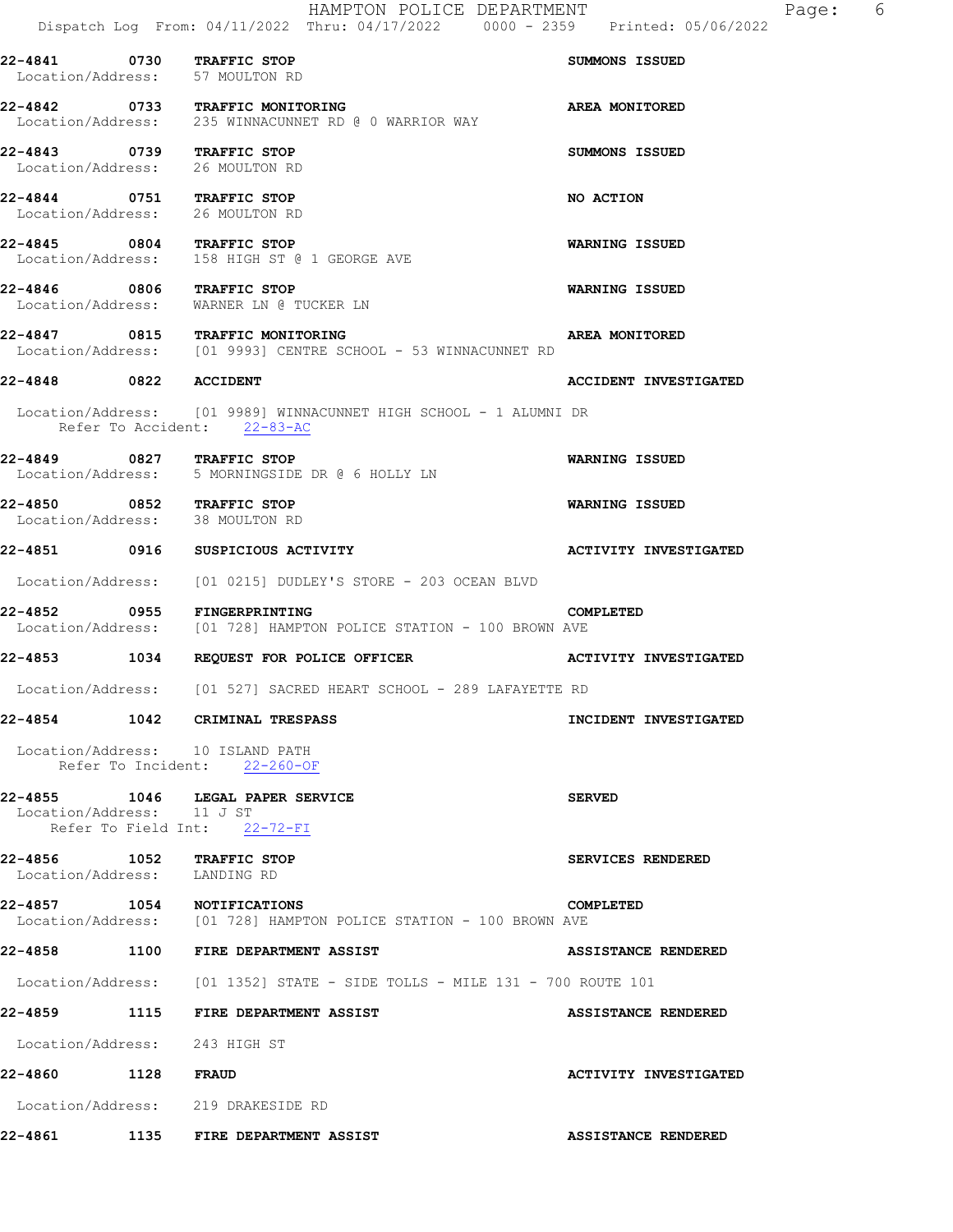**22-4841 0730 TRAFFIC STOP** **SUMMONS ISSUED**
Location/Address: 57 MOULTON RD

**22-4842 0733 TRAFFIC MONITORING** **AREA MONITORED**
Location/Address: 235 WINNACUNNET RD @ 0 WARRIOR WAY

**22-4843 0739 TRAFFIC STOP** **SUMMONS ISSUED**
Location/Address: 26 MOULTON RD

**22-4844 0751 TRAFFIC STOP** **NO ACTION**
Location/Address: 26 MOULTON RD

**22-4845 0804 TRAFFIC STOP** **WARNING ISSUED**
Location/Address: 158 HIGH ST @ 1 GEORGE AVE

**22-4846 0806 TRAFFIC STOP** **WARNING ISSUED**
Location/Address: WARNER LN @ TUCKER LN

**22-4847 0815 TRAFFIC MONITORING** **AREA MONITORED**
Location/Address: [01 9993] CENTRE SCHOOL - 53 WINNACUNNET RD

**22-4848 0822 ACCIDENT** **ACCIDENT INVESTIGATED**

Location/Address: [01 9989] WINNACUNNET HIGH SCHOOL - 1 ALUMNI DR
Refer To Accident: 22-83-AC

**22-4849 0827 TRAFFIC STOP** **WARNING ISSUED**
Location/Address: 5 MORNINGSIDE DR @ 6 HOLLY LN

**22-4850 0852 TRAFFIC STOP** **WARNING ISSUED**
Location/Address: 38 MOULTON RD

**22-4851 0916 SUSPICIOUS ACTIVITY** **ACTIVITY INVESTIGATED**

Location/Address: [01 0215] DUDLEY'S STORE - 203 OCEAN BLVD

**22-4852 0955 FINGERPRINTING** **COMPLETED**
Location/Address: [01 728] HAMPTON POLICE STATION - 100 BROWN AVE

**22-4853 1034 REQUEST FOR POLICE OFFICER** **ACTIVITY INVESTIGATED**

Location/Address: [01 527] SACRED HEART SCHOOL - 289 LAFAYETTE RD

**22-4854 1042 CRIMINAL TRESPASS** **INCIDENT INVESTIGATED**

Location/Address: 10 ISLAND PATH
Refer To Incident: 22-260-OF

**22-4855 1046 LEGAL PAPER SERVICE** **SERVED**
Location/Address: 11 J ST
Refer To Field Int: 22-72-FI

**22-4856 1052 TRAFFIC STOP** **SERVICES RENDERED**
Location/Address: LANDING RD

**22-4857 1054 NOTIFICATIONS** **COMPLETED**
Location/Address: [01 728] HAMPTON POLICE STATION - 100 BROWN AVE

**22-4858 1100 FIRE DEPARTMENT ASSIST** **ASSISTANCE RENDERED**

Location/Address: [01 1352] STATE - SIDE TOLLS - MILE 131 - 700 ROUTE 101

**22-4859 1115 FIRE DEPARTMENT ASSIST** **ASSISTANCE RENDERED**

Location/Address: 243 HIGH ST

**22-4860 1128 FRAUD** **ACTIVITY INVESTIGATED**

Location/Address: 219 DRAKESIDE RD

**22-4861 1135 FIRE DEPARTMENT ASSIST** **ASSISTANCE RENDERED**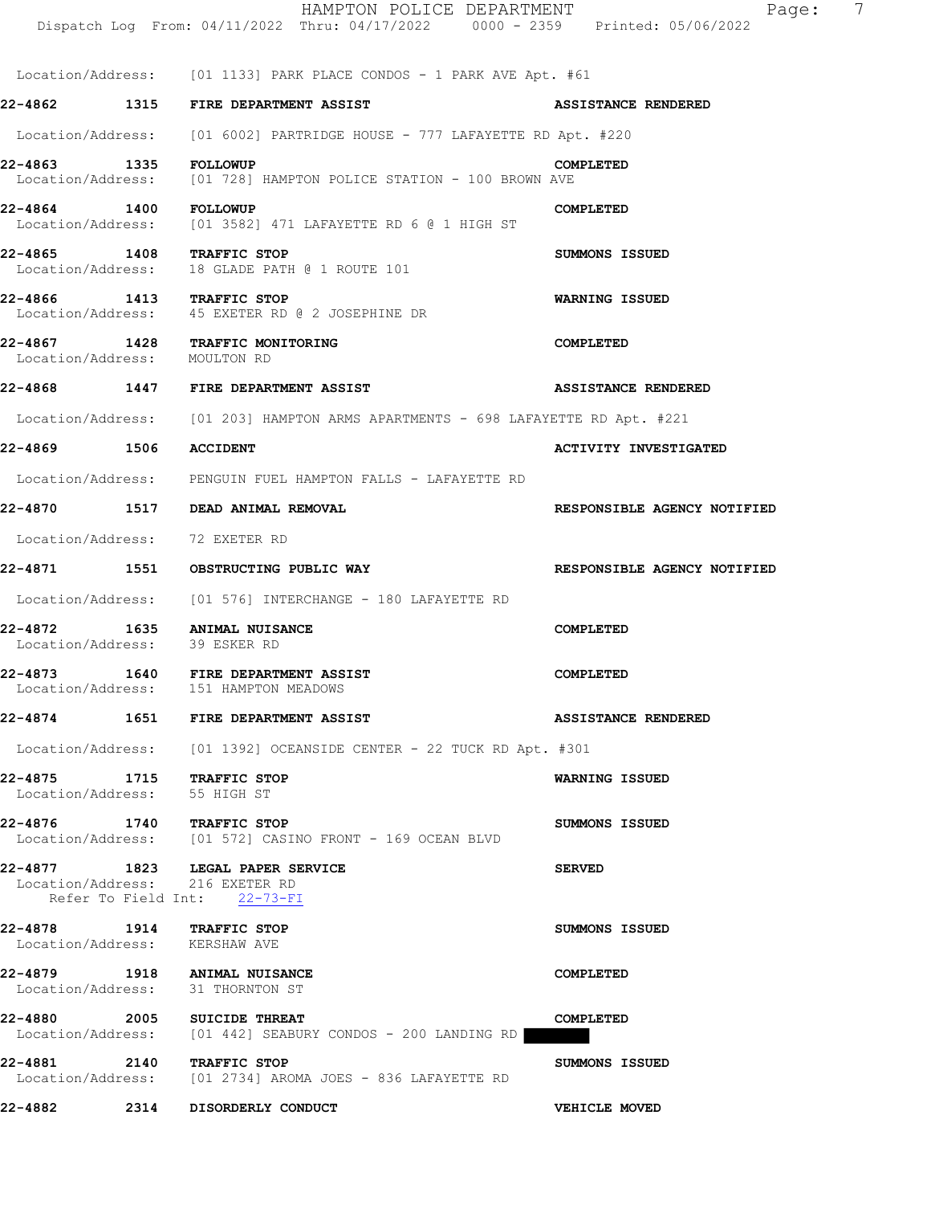Location/Address: [01 1133] PARK PLACE CONDOS - 1 PARK AVE Apt. #61

**22-4862 1315 FIRE DEPARTMENT ASSIST** **ASSISTANCE RENDERED**

Location/Address: [01 6002] PARTRIDGE HOUSE - 777 LAFAYETTE RD Apt. #220

**22-4863 1335 FOLLOWUP** **COMPLETED**
Location/Address: [01 728] HAMPTON POLICE STATION - 100 BROWN AVE

**22-4864 1400 FOLLOWUP** **COMPLETED**
Location/Address: [01 3582] 471 LAFAYETTE RD 6 @ 1 HIGH ST

**22-4865 1408 TRAFFIC STOP** **SUMMONS ISSUED**
Location/Address: 18 GLADE PATH @ 1 ROUTE 101

**22-4866 1413 TRAFFIC STOP** **WARNING ISSUED**
Location/Address: 45 EXETER RD @ 2 JOSEPHINE DR

**22-4867 1428 TRAFFIC MONITORING** **COMPLETED**
Location/Address: MOULTON RD

**22-4868 1447 FIRE DEPARTMENT ASSIST** **ASSISTANCE RENDERED**

Location/Address: [01 203] HAMPTON ARMS APARTMENTS - 698 LAFAYETTE RD Apt. #221

**22-4869 1506 ACCIDENT** **ACTIVITY INVESTIGATED**

Location/Address: PENGUIN FUEL HAMPTON FALLS - LAFAYETTE RD

**22-4870 1517 DEAD ANIMAL REMOVAL** **RESPONSIBLE AGENCY NOTIFIED**

Location/Address: 72 EXETER RD

**22-4871 1551 OBSTRUCTING PUBLIC WAY** **RESPONSIBLE AGENCY NOTIFIED**

Location/Address: [01 576] INTERCHANGE - 180 LAFAYETTE RD

**22-4872 1635 ANIMAL NUISANCE** **COMPLETED**
Location/Address: 39 ESKER RD

**22-4873 1640 FIRE DEPARTMENT ASSIST** **COMPLETED**
Location/Address: 151 HAMPTON MEADOWS

**22-4874 1651 FIRE DEPARTMENT ASSIST** **ASSISTANCE RENDERED**

Location/Address: [01 1392] OCEANSIDE CENTER - 22 TUCK RD Apt. #301

**22-4875 1715 TRAFFIC STOP** **WARNING ISSUED**
Location/Address: 55 HIGH ST

**22-4876 1740 TRAFFIC STOP** **SUMMONS ISSUED**
Location/Address: [01 572] CASINO FRONT - 169 OCEAN BLVD

**22-4877 1823 LEGAL PAPER SERVICE** **SERVED**
Location/Address: 216 EXETER RD
Refer To Field Int: 22-73-FI

**22-4878 1914 TRAFFIC STOP** **SUMMONS ISSUED**
Location/Address: KERSHAW AVE

**22-4879 1918 ANIMAL NUISANCE** **COMPLETED**
Location/Address: 31 THORNTON ST

**22-4880 2005 SUICIDE THREAT** **COMPLETED**
Location/Address: [01 442] SEABURY CONDOS - 200 LANDING RD

**22-4881 2140 TRAFFIC STOP** **SUMMONS ISSUED**
Location/Address: [01 2734] AROMA JOES - 836 LAFAYETTE RD

**22-4882 2314 DISORDERLY CONDUCT** **VEHICLE MOVED**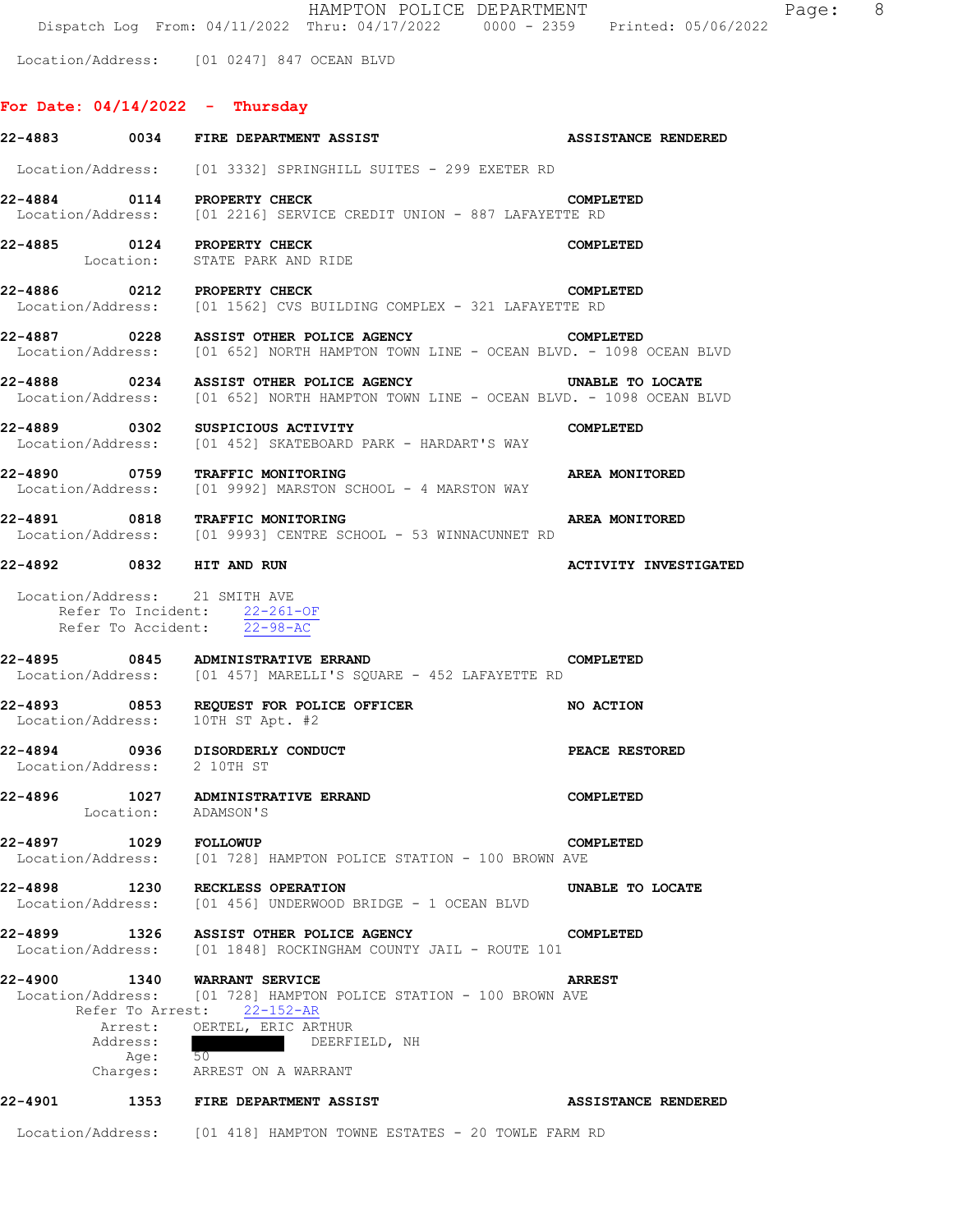Location/Address: [01 0247] 847 OCEAN BLVD

## For Date: 04/14/2022 - Thursday

**22-4883 0034 FIRE DEPARTMENT ASSIST** — **ASSISTANCE RENDERED**
Location/Address: [01 3332] SPRINGHILL SUITES - 299 EXETER RD

**22-4884 0114 PROPERTY CHECK** — **COMPLETED**
Location/Address: [01 2216] SERVICE CREDIT UNION - 887 LAFAYETTE RD

**22-4885 0124 PROPERTY CHECK** — **COMPLETED**
Location: STATE PARK AND RIDE

**22-4886 0212 PROPERTY CHECK** — **COMPLETED**
Location/Address: [01 1562] CVS BUILDING COMPLEX - 321 LAFAYETTE RD

**22-4887 0228 ASSIST OTHER POLICE AGENCY** — **COMPLETED**
Location/Address: [01 652] NORTH HAMPTON TOWN LINE - OCEAN BLVD. - 1098 OCEAN BLVD

**22-4888 0234 ASSIST OTHER POLICE AGENCY** — **UNABLE TO LOCATE**
Location/Address: [01 652] NORTH HAMPTON TOWN LINE - OCEAN BLVD. - 1098 OCEAN BLVD

**22-4889 0302 SUSPICIOUS ACTIVITY** — **COMPLETED**
Location/Address: [01 452] SKATEBOARD PARK - HARDART'S WAY

**22-4890 0759 TRAFFIC MONITORING** — **AREA MONITORED**
Location/Address: [01 9992] MARSTON SCHOOL - 4 MARSTON WAY

**22-4891 0818 TRAFFIC MONITORING** — **AREA MONITORED**
Location/Address: [01 9993] CENTRE SCHOOL - 53 WINNACUNNET RD

**22-4892 0832 HIT AND RUN** — **ACTIVITY INVESTIGATED**
Location/Address: 21 SMITH AVE
Refer To Incident: 22-261-OF
Refer To Accident: 22-98-AC

**22-4895 0845 ADMINISTRATIVE ERRAND** — **COMPLETED**
Location/Address: [01 457] MARELLI'S SQUARE - 452 LAFAYETTE RD

**22-4893 0853 REQUEST FOR POLICE OFFICER** — **NO ACTION**
Location/Address: 10TH ST Apt. #2

**22-4894 0936 DISORDERLY CONDUCT** — **PEACE RESTORED**
Location/Address: 2 10TH ST

**22-4896 1027 ADMINISTRATIVE ERRAND** — **COMPLETED**
Location: ADAMSON'S

**22-4897 1029 FOLLOWUP** — **COMPLETED**
Location/Address: [01 728] HAMPTON POLICE STATION - 100 BROWN AVE

**22-4898 1230 RECKLESS OPERATION** — **UNABLE TO LOCATE**
Location/Address: [01 456] UNDERWOOD BRIDGE - 1 OCEAN BLVD

**22-4899 1326 ASSIST OTHER POLICE AGENCY** — **COMPLETED**
Location/Address: [01 1848] ROCKINGHAM COUNTY JAIL - ROUTE 101

**22-4900 1340 WARRANT SERVICE** — **ARREST**
Location/Address: [01 728] HAMPTON POLICE STATION - 100 BROWN AVE
Refer To Arrest: 22-152-AR
Arrest: OERTEL, ERIC ARTHUR
Address: [REDACTED] DEERFIELD, NH
Age: 50
Charges: ARREST ON A WARRANT

**22-4901 1353 FIRE DEPARTMENT ASSIST** — **ASSISTANCE RENDERED**
Location/Address: [01 418] HAMPTON TOWNE ESTATES - 20 TOWLE FARM RD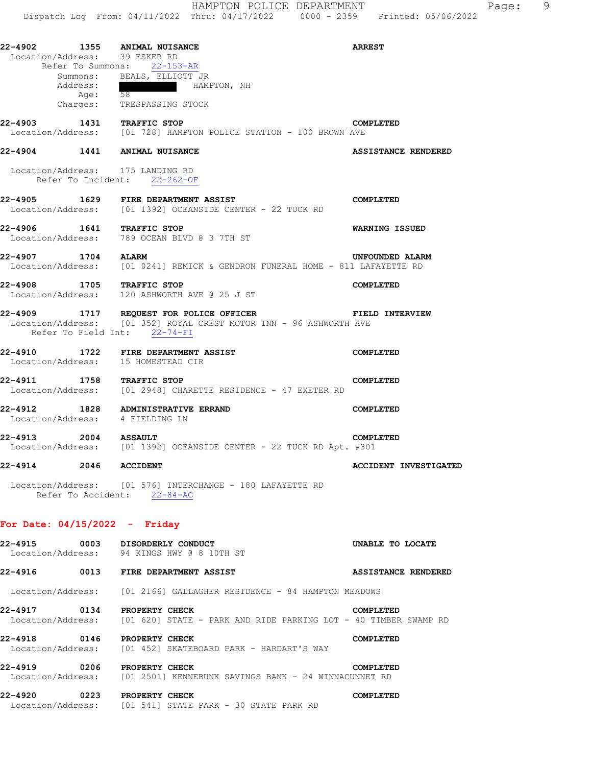**22-4902 1355 ANIMAL NUISANCE** **ARREST**
Location/Address: 39 ESKER RD
Refer To Summons: 22-153-AR
Summons: BEALS, ELLIOTT JR
Address: HAMPTON, NH
Age: 58
Charges: TRESPASSING STOCK

**22-4903 1431 TRAFFIC STOP** **COMPLETED**
Location/Address: [01 728] HAMPTON POLICE STATION - 100 BROWN AVE

**22-4904 1441 ANIMAL NUISANCE** **ASSISTANCE RENDERED**
Location/Address: 175 LANDING RD
Refer To Incident: 22-262-OF

**22-4905 1629 FIRE DEPARTMENT ASSIST** **COMPLETED**
Location/Address: [01 1392] OCEANSIDE CENTER - 22 TUCK RD

**22-4906 1641 TRAFFIC STOP** **WARNING ISSUED**
Location/Address: 789 OCEAN BLVD @ 3 7TH ST

**22-4907 1704 ALARM** **UNFOUNDED ALARM**
Location/Address: [01 0241] REMICK & GENDRON FUNERAL HOME - 811 LAFAYETTE RD

**22-4908 1705 TRAFFIC STOP** **COMPLETED**
Location/Address: 120 ASHWORTH AVE @ 25 J ST

**22-4909 1717 REQUEST FOR POLICE OFFICER** **FIELD INTERVIEW**
Location/Address: [01 352] ROYAL CREST MOTOR INN - 96 ASHWORTH AVE
Refer To Field Int: 22-74-FI

**22-4910 1722 FIRE DEPARTMENT ASSIST** **COMPLETED**
Location/Address: 15 HOMESTEAD CIR

**22-4911 1758 TRAFFIC STOP** **COMPLETED**
Location/Address: [01 2948] CHARETTE RESIDENCE - 47 EXETER RD

**22-4912 1828 ADMINISTRATIVE ERRAND** **COMPLETED**
Location/Address: 4 FIELDING LN

**22-4913 2004 ASSAULT** **COMPLETED**
Location/Address: [01 1392] OCEANSIDE CENTER - 22 TUCK RD Apt. #301

**22-4914 2046 ACCIDENT** **ACCIDENT INVESTIGATED**
Location/Address: [01 576] INTERCHANGE - 180 LAFAYETTE RD
Refer To Accident: 22-84-AC

## For Date: 04/15/2022 - Friday

**22-4915 0003 DISORDERLY CONDUCT** **UNABLE TO LOCATE**
Location/Address: 94 KINGS HWY @ 8 10TH ST

**22-4916 0013 FIRE DEPARTMENT ASSIST** **ASSISTANCE RENDERED**
Location/Address: [01 2166] GALLAGHER RESIDENCE - 84 HAMPTON MEADOWS

**22-4917 0134 PROPERTY CHECK** **COMPLETED**
Location/Address: [01 620] STATE - PARK AND RIDE PARKING LOT - 40 TIMBER SWAMP RD

**22-4918 0146 PROPERTY CHECK** **COMPLETED**
Location/Address: [01 452] SKATEBOARD PARK - HARDART'S WAY

**22-4919 0206 PROPERTY CHECK** **COMPLETED**
Location/Address: [01 2501] KENNEBUNK SAVINGS BANK - 24 WINNACUNNET RD

**22-4920 0223 PROPERTY CHECK** **COMPLETED**
Location/Address: [01 541] STATE PARK - 30 STATE PARK RD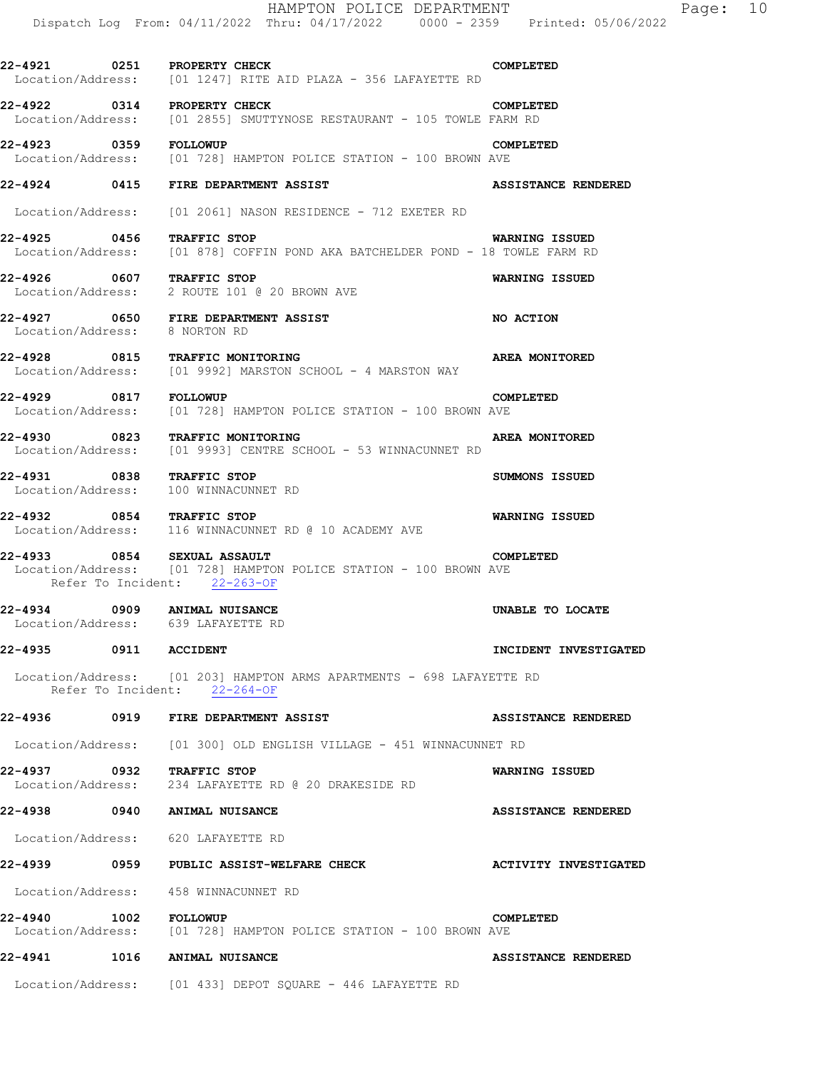**22-4921 0251 PROPERTY CHECK** **COMPLETED**
Location/Address: [01 1247] RITE AID PLAZA - 356 LAFAYETTE RD

**22-4922 0314 PROPERTY CHECK** **COMPLETED**
Location/Address: [01 2855] SMUTTYNOSE RESTAURANT - 105 TOWLE FARM RD

**22-4923 0359 FOLLOWUP** **COMPLETED**
Location/Address: [01 728] HAMPTON POLICE STATION - 100 BROWN AVE

**22-4924 0415 FIRE DEPARTMENT ASSIST** **ASSISTANCE RENDERED**
Location/Address: [01 2061] NASON RESIDENCE - 712 EXETER RD

**22-4925 0456 TRAFFIC STOP** **WARNING ISSUED**
Location/Address: [01 878] COFFIN POND AKA BATCHELDER POND - 18 TOWLE FARM RD

**22-4926 0607 TRAFFIC STOP** **WARNING ISSUED**
Location/Address: 2 ROUTE 101 @ 20 BROWN AVE

**22-4927 0650 FIRE DEPARTMENT ASSIST** **NO ACTION**
Location/Address: 8 NORTON RD

**22-4928 0815 TRAFFIC MONITORING** **AREA MONITORED**
Location/Address: [01 9992] MARSTON SCHOOL - 4 MARSTON WAY

**22-4929 0817 FOLLOWUP** **COMPLETED**
Location/Address: [01 728] HAMPTON POLICE STATION - 100 BROWN AVE

**22-4930 0823 TRAFFIC MONITORING** **AREA MONITORED**
Location/Address: [01 9993] CENTRE SCHOOL - 53 WINNACUNNET RD

**22-4931 0838 TRAFFIC STOP** **SUMMONS ISSUED**
Location/Address: 100 WINNACUNNET RD

**22-4932 0854 TRAFFIC STOP** **WARNING ISSUED**
Location/Address: 116 WINNACUNNET RD @ 10 ACADEMY AVE

**22-4933 0854 SEXUAL ASSAULT** **COMPLETED**
Location/Address: [01 728] HAMPTON POLICE STATION - 100 BROWN AVE
Refer To Incident: 22-263-OF

**22-4934 0909 ANIMAL NUISANCE** **UNABLE TO LOCATE**
Location/Address: 639 LAFAYETTE RD

**22-4935 0911 ACCIDENT** **INCIDENT INVESTIGATED**
Location/Address: [01 203] HAMPTON ARMS APARTMENTS - 698 LAFAYETTE RD
Refer To Incident: 22-264-OF

**22-4936 0919 FIRE DEPARTMENT ASSIST** **ASSISTANCE RENDERED**
Location/Address: [01 300] OLD ENGLISH VILLAGE - 451 WINNACUNNET RD

**22-4937 0932 TRAFFIC STOP** **WARNING ISSUED**
Location/Address: 234 LAFAYETTE RD @ 20 DRAKESIDE RD

**22-4938 0940 ANIMAL NUISANCE** **ASSISTANCE RENDERED**
Location/Address: 620 LAFAYETTE RD

**22-4939 0959 PUBLIC ASSIST-WELFARE CHECK** **ACTIVITY INVESTIGATED**
Location/Address: 458 WINNACUNNET RD

**22-4940 1002 FOLLOWUP** **COMPLETED**
Location/Address: [01 728] HAMPTON POLICE STATION - 100 BROWN AVE

**22-4941 1016 ANIMAL NUISANCE** **ASSISTANCE RENDERED**
Location/Address: [01 433] DEPOT SQUARE - 446 LAFAYETTE RD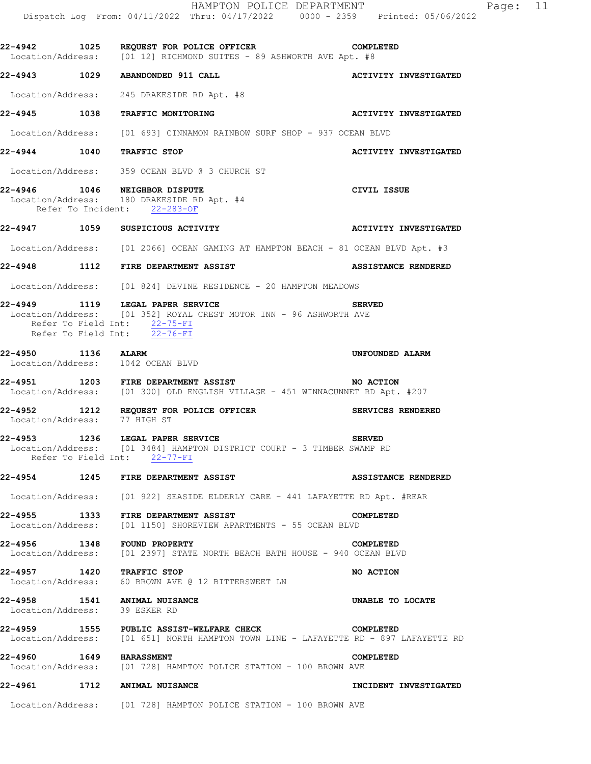**22-4942 1025 REQUEST FOR POLICE OFFICER COMPLETED**
Location/Address: [01 12] RICHMOND SUITES - 89 ASHWORTH AVE Apt. #8

**22-4943 1029 ABANDONED 911 CALL ACTIVITY INVESTIGATED**

Location/Address: 245 DRAKESIDE RD Apt. #8

**22-4945 1038 TRAFFIC MONITORING ACTIVITY INVESTIGATED**

Location/Address: [01 693] CINNAMON RAINBOW SURF SHOP - 937 OCEAN BLVD

**22-4944 1040 TRAFFIC STOP ACTIVITY INVESTIGATED**

Location/Address: 359 OCEAN BLVD @ 3 CHURCH ST

**22-4946 1046 NEIGHBOR DISPUTE CIVIL ISSUE**
Location/Address: 180 DRAKESIDE RD Apt. #4
Refer To Incident: 22-283-OF

**22-4947 1059 SUSPICIOUS ACTIVITY ACTIVITY INVESTIGATED**

Location/Address: [01 2066] OCEAN GAMING AT HAMPTON BEACH - 81 OCEAN BLVD Apt. #3

**22-4948 1112 FIRE DEPARTMENT ASSIST ASSISTANCE RENDERED**

Location/Address: [01 824] DEVINE RESIDENCE - 20 HAMPTON MEADOWS

**22-4949 1119 LEGAL PAPER SERVICE SERVED**
Location/Address: [01 352] ROYAL CREST MOTOR INN - 96 ASHWORTH AVE
Refer To Field Int: 22-75-FI
Refer To Field Int: 22-76-FI

**22-4950 1136 ALARM UNFOUNDED ALARM**
Location/Address: 1042 OCEAN BLVD

**22-4951 1203 FIRE DEPARTMENT ASSIST NO ACTION**
Location/Address: [01 300] OLD ENGLISH VILLAGE - 451 WINNACUNNET RD Apt. #207

**22-4952 1212 REQUEST FOR POLICE OFFICER SERVICES RENDERED**
Location/Address: 77 HIGH ST

**22-4953 1236 LEGAL PAPER SERVICE SERVED**
Location/Address: [01 3484] HAMPTON DISTRICT COURT - 3 TIMBER SWAMP RD
Refer To Field Int: 22-77-FI

**22-4954 1245 FIRE DEPARTMENT ASSIST ASSISTANCE RENDERED**

Location/Address: [01 922] SEASIDE ELDERLY CARE - 441 LAFAYETTE RD Apt. #REAR

**22-4955 1333 FIRE DEPARTMENT ASSIST COMPLETED**
Location/Address: [01 1150] SHOREVIEW APARTMENTS - 55 OCEAN BLVD

**22-4956 1348 FOUND PROPERTY COMPLETED**
Location/Address: [01 2397] STATE NORTH BEACH BATH HOUSE - 940 OCEAN BLVD

**22-4957 1420 TRAFFIC STOP NO ACTION**
Location/Address: 60 BROWN AVE @ 12 BITTERSWEET LN

**22-4958 1541 ANIMAL NUISANCE UNABLE TO LOCATE**
Location/Address: 39 ESKER RD

**22-4959 1555 PUBLIC ASSIST-WELFARE CHECK COMPLETED**
Location/Address: [01 651] NORTH HAMPTON TOWN LINE - LAFAYETTE RD - 897 LAFAYETTE RD

**22-4960 1649 HARASSMENT COMPLETED**
Location/Address: [01 728] HAMPTON POLICE STATION - 100 BROWN AVE

**22-4961 1712 ANIMAL NUISANCE INCIDENT INVESTIGATED**

Location/Address: [01 728] HAMPTON POLICE STATION - 100 BROWN AVE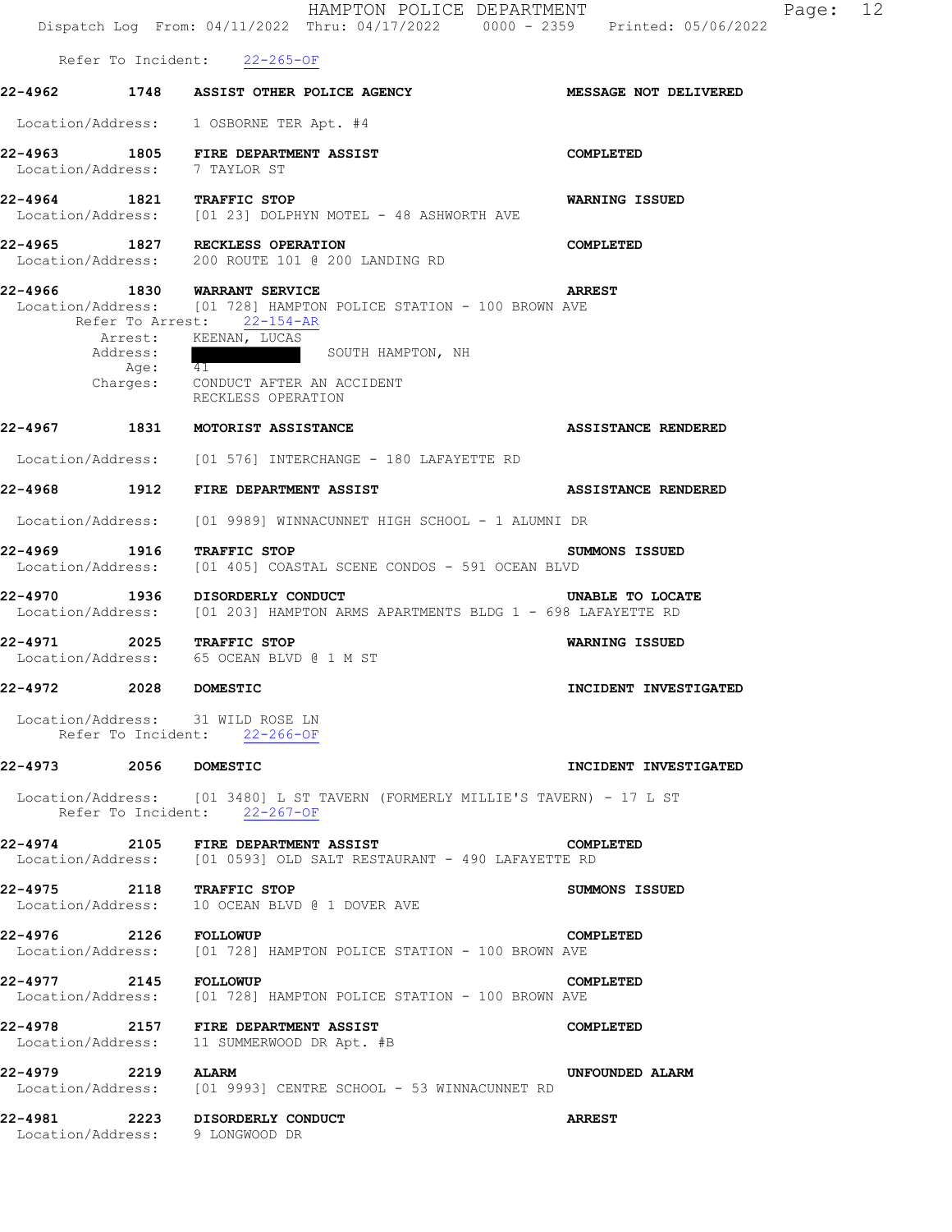Refer To Incident: 22-265-OF

**22-4962 1748 ASSIST OTHER POLICE AGENCY — MESSAGE NOT DELIVERED**

Location/Address: 1 OSBORNE TER Apt. #4

**22-4963 1805 FIRE DEPARTMENT ASSIST — COMPLETED**
Location/Address: 7 TAYLOR ST

**22-4964 1821 TRAFFIC STOP — WARNING ISSUED**
Location/Address: [01 23] DOLPHYN MOTEL - 48 ASHWORTH AVE

**22-4965 1827 RECKLESS OPERATION — COMPLETED**
Location/Address: 200 ROUTE 101 @ 200 LANDING RD

**22-4966 1830 WARRANT SERVICE — ARREST**
Location/Address: [01 728] HAMPTON POLICE STATION - 100 BROWN AVE
Refer To Arrest: 22-154-AR
Arrest: KEENAN, LUCAS
Address: ██████████ SOUTH HAMPTON, NH
Age: 41
Charges: CONDUCT AFTER AN ACCIDENT
RECKLESS OPERATION

**22-4967 1831 MOTORIST ASSISTANCE — ASSISTANCE RENDERED**

Location/Address: [01 576] INTERCHANGE - 180 LAFAYETTE RD

**22-4968 1912 FIRE DEPARTMENT ASSIST — ASSISTANCE RENDERED**

Location/Address: [01 9989] WINNACUNNET HIGH SCHOOL - 1 ALUMNI DR

**22-4969 1916 TRAFFIC STOP — SUMMONS ISSUED**
Location/Address: [01 405] COASTAL SCENE CONDOS - 591 OCEAN BLVD

**22-4970 1936 DISORDERLY CONDUCT — UNABLE TO LOCATE**
Location/Address: [01 203] HAMPTON ARMS APARTMENTS BLDG 1 - 698 LAFAYETTE RD

**22-4971 2025 TRAFFIC STOP — WARNING ISSUED**
Location/Address: 65 OCEAN BLVD @ 1 M ST

**22-4972 2028 DOMESTIC — INCIDENT INVESTIGATED**

Location/Address: 31 WILD ROSE LN
Refer To Incident: 22-266-OF

**22-4973 2056 DOMESTIC — INCIDENT INVESTIGATED**

Location/Address: [01 3480] L ST TAVERN (FORMERLY MILLIE'S TAVERN) - 17 L ST
Refer To Incident: 22-267-OF

**22-4974 2105 FIRE DEPARTMENT ASSIST — COMPLETED**
Location/Address: [01 0593] OLD SALT RESTAURANT - 490 LAFAYETTE RD

**22-4975 2118 TRAFFIC STOP — SUMMONS ISSUED**
Location/Address: 10 OCEAN BLVD @ 1 DOVER AVE

**22-4976 2126 FOLLOWUP — COMPLETED**
Location/Address: [01 728] HAMPTON POLICE STATION - 100 BROWN AVE

**22-4977 2145 FOLLOWUP — COMPLETED**
Location/Address: [01 728] HAMPTON POLICE STATION - 100 BROWN AVE

**22-4978 2157 FIRE DEPARTMENT ASSIST — COMPLETED**
Location/Address: 11 SUMMERWOOD DR Apt. #B

**22-4979 2219 ALARM — UNFOUNDED ALARM**
Location/Address: [01 9993] CENTRE SCHOOL - 53 WINNACUNNET RD

**22-4981 2223 DISORDERLY CONDUCT — ARREST**
Location/Address: 9 LONGWOOD DR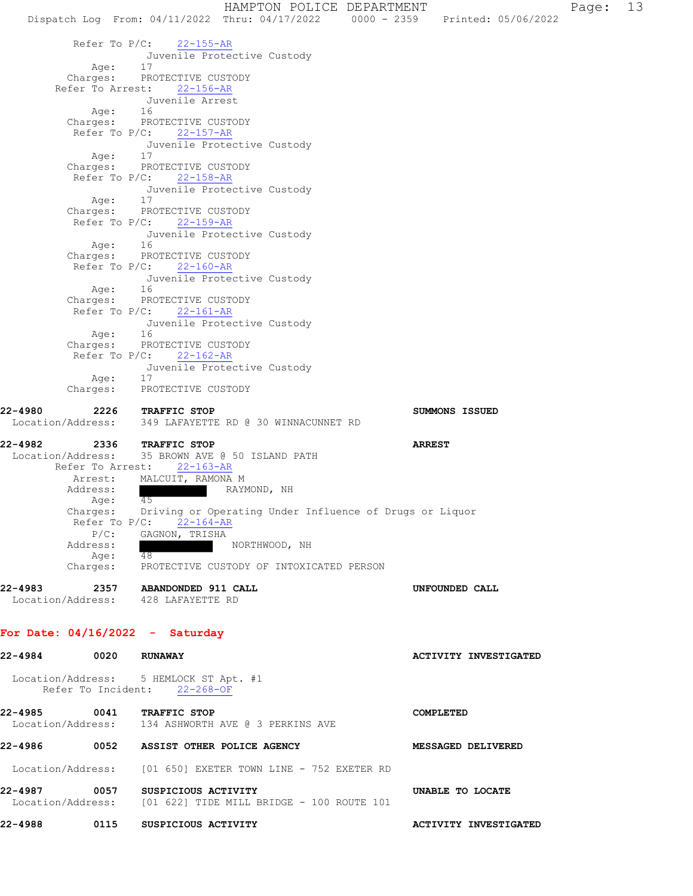Refer To P/C: 22-155-AR
Juvenile Protective Custody
Age: 17
Charges: PROTECTIVE CUSTODY
Refer To Arrest: 22-156-AR
Juvenile Arrest
Age: 16
Charges: PROTECTIVE CUSTODY
Refer To P/C: 22-157-AR
Juvenile Protective Custody
Age: 17
Charges: PROTECTIVE CUSTODY
Refer To P/C: 22-158-AR
Juvenile Protective Custody
Age: 17
Charges: PROTECTIVE CUSTODY
Refer To P/C: 22-159-AR
Juvenile Protective Custody
Age: 16
Charges: PROTECTIVE CUSTODY
Refer To P/C: 22-160-AR
Juvenile Protective Custody
Age: 16
Charges: PROTECTIVE CUSTODY
Refer To P/C: 22-161-AR
Juvenile Protective Custody
Age: 16
Charges: PROTECTIVE CUSTODY
Refer To P/C: 22-162-AR
Juvenile Protective Custody
Age: 17
Charges: PROTECTIVE CUSTODY

**22-4980 2226 TRAFFIC STOP** — **SUMMONS ISSUED**
Location/Address: 349 LAFAYETTE RD @ 30 WINNACUNNET RD

**22-4982 2336 TRAFFIC STOP** — **ARREST**
Location/Address: 35 BROWN AVE @ 50 ISLAND PATH
Refer To Arrest: 22-163-AR
Arrest: MALCUIT, RAMONA M
Address: RAYMOND, NH
Age: 45
Charges: Driving or Operating Under Influence of Drugs or Liquor
Refer To P/C: 22-164-AR
P/C: GAGNON, TRISHA
Address: NORTHWOOD, NH
Age: 48
Charges: PROTECTIVE CUSTODY OF INTOXICATED PERSON

**22-4983 2357 ABANDONDED 911 CALL** — **UNFOUNDED CALL**
Location/Address: 428 LAFAYETTE RD

## For Date: 04/16/2022 - Saturday

**22-4984 0020 RUNAWAY** — **ACTIVITY INVESTIGATED**
Location/Address: 5 HEMLOCK ST Apt. #1
Refer To Incident: 22-268-OF

**22-4985 0041 TRAFFIC STOP** — **COMPLETED**
Location/Address: 134 ASHWORTH AVE @ 3 PERKINS AVE

**22-4986 0052 ASSIST OTHER POLICE AGENCY** — **MESSAGED DELIVERED**
Location/Address: [01 650] EXETER TOWN LINE - 752 EXETER RD

**22-4987 0057 SUSPICIOUS ACTIVITY** — **UNABLE TO LOCATE**
Location/Address: [01 622] TIDE MILL BRIDGE - 100 ROUTE 101

**22-4988 0115 SUSPICIOUS ACTIVITY** — **ACTIVITY INVESTIGATED**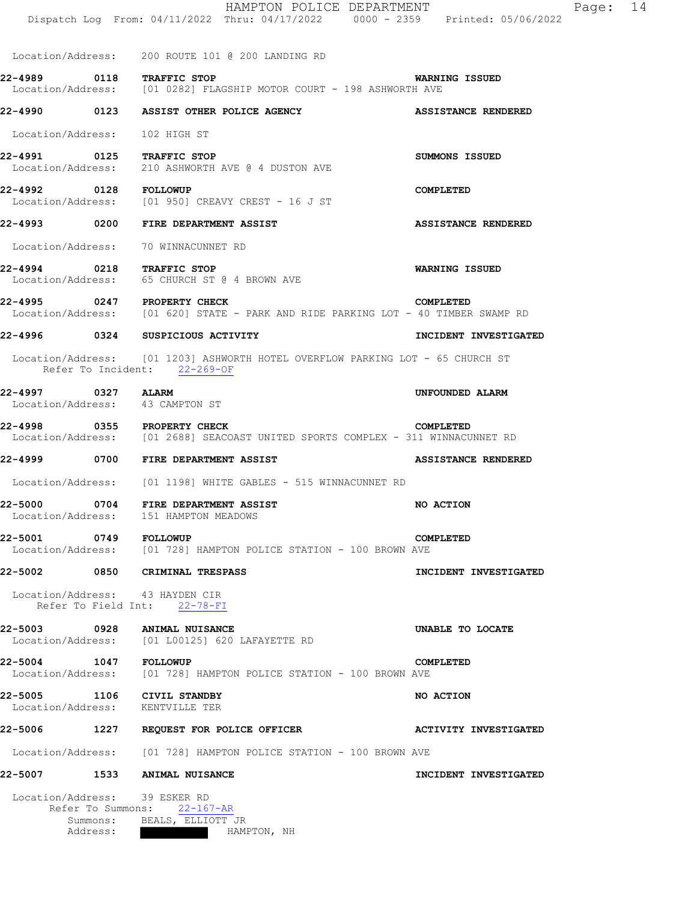Location/Address: 200 ROUTE 101 @ 200 LANDING RD

**22-4989 0118 TRAFFIC STOP** **WARNING ISSUED**
Location/Address: [01 0282] FLAGSHIP MOTOR COURT - 198 ASHWORTH AVE

**22-4990 0123 ASSIST OTHER POLICE AGENCY** **ASSISTANCE RENDERED**

Location/Address: 102 HIGH ST

**22-4991 0125 TRAFFIC STOP** **SUMMONS ISSUED**
Location/Address: 210 ASHWORTH AVE @ 4 DUSTON AVE

**22-4992 0128 FOLLOWUP** **COMPLETED**
Location/Address: [01 950] CREAVY CREST - 16 J ST

**22-4993 0200 FIRE DEPARTMENT ASSIST** **ASSISTANCE RENDERED**

Location/Address: 70 WINNACUNNET RD

**22-4994 0218 TRAFFIC STOP** **WARNING ISSUED**
Location/Address: 65 CHURCH ST @ 4 BROWN AVE

**22-4995 0247 PROPERTY CHECK** **COMPLETED**
Location/Address: [01 620] STATE - PARK AND RIDE PARKING LOT - 40 TIMBER SWAMP RD

**22-4996 0324 SUSPICIOUS ACTIVITY** **INCIDENT INVESTIGATED**

Location/Address: [01 1203] ASHWORTH HOTEL OVERFLOW PARKING LOT - 65 CHURCH ST
Refer To Incident: 22-269-OF

**22-4997 0327 ALARM** **UNFOUNDED ALARM**
Location/Address: 43 CAMPTON ST

**22-4998 0355 PROPERTY CHECK** **COMPLETED**
Location/Address: [01 2688] SEACOAST UNITED SPORTS COMPLEX - 311 WINNACUNNET RD

**22-4999 0700 FIRE DEPARTMENT ASSIST** **ASSISTANCE RENDERED**

Location/Address: [01 1198] WHITE GABLES - 515 WINNACUNNET RD

**22-5000 0704 FIRE DEPARTMENT ASSIST** **NO ACTION**
Location/Address: 151 HAMPTON MEADOWS

**22-5001 0749 FOLLOWUP** **COMPLETED**
Location/Address: [01 728] HAMPTON POLICE STATION - 100 BROWN AVE

**22-5002 0850 CRIMINAL TRESPASS** **INCIDENT INVESTIGATED**

Location/Address: 43 HAYDEN CIR
Refer To Field Int: 22-78-FI

**22-5003 0928 ANIMAL NUISANCE** **UNABLE TO LOCATE**
Location/Address: [01 L00125] 620 LAFAYETTE RD

**22-5004 1047 FOLLOWUP** **COMPLETED**
Location/Address: [01 728] HAMPTON POLICE STATION - 100 BROWN AVE

**22-5005 1106 CIVIL STANDBY** **NO ACTION**
Location/Address: KENTVILLE TER

**22-5006 1227 REQUEST FOR POLICE OFFICER** **ACTIVITY INVESTIGATED**

Location/Address: [01 728] HAMPTON POLICE STATION - 100 BROWN AVE

**22-5007 1533 ANIMAL NUISANCE** **INCIDENT INVESTIGATED**

Location/Address: 39 ESKER RD
Refer To Summons: 22-167-AR
Summons: BEALS, ELLIOTT JR
Address: [REDACTED] HAMPTON, NH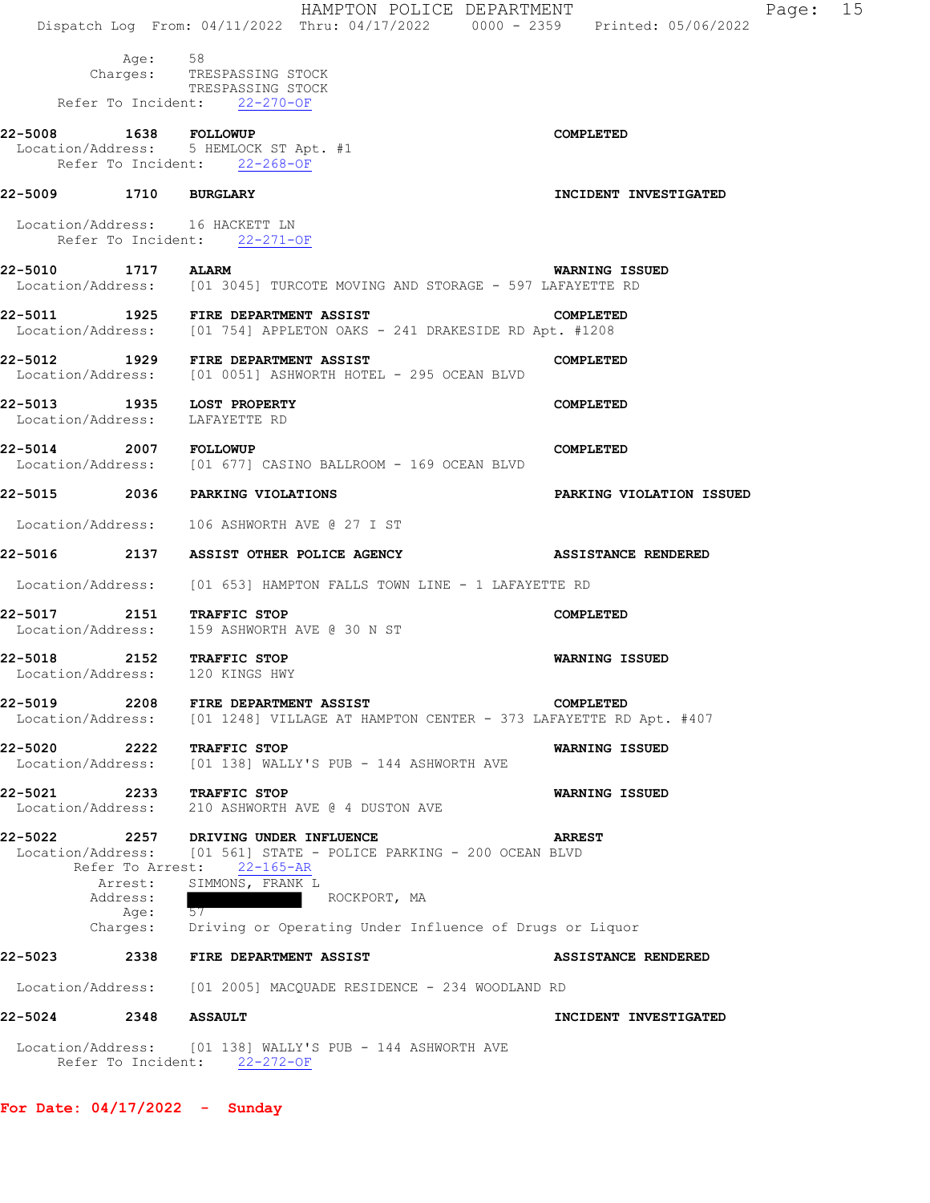Age: 58
Charges: TRESPASSING STOCK
TRESPASSING STOCK
Refer To Incident: 22-270-OF

**22-5008 1638 FOLLOWUP** **COMPLETED**
Location/Address: 5 HEMLOCK ST Apt. #1
Refer To Incident: 22-268-OF

**22-5009 1710 BURGLARY** **INCIDENT INVESTIGATED**
Location/Address: 16 HACKETT LN
Refer To Incident: 22-271-OF

**22-5010 1717 ALARM** **WARNING ISSUED**
Location/Address: [01 3045] TURCOTE MOVING AND STORAGE - 597 LAFAYETTE RD

**22-5011 1925 FIRE DEPARTMENT ASSIST** **COMPLETED**
Location/Address: [01 754] APPLETON OAKS - 241 DRAKESIDE RD Apt. #1208

**22-5012 1929 FIRE DEPARTMENT ASSIST** **COMPLETED**
Location/Address: [01 0051] ASHWORTH HOTEL - 295 OCEAN BLVD

**22-5013 1935 LOST PROPERTY** **COMPLETED**
Location/Address: LAFAYETTE RD

**22-5014 2007 FOLLOWUP** **COMPLETED**
Location/Address: [01 677] CASINO BALLROOM - 169 OCEAN BLVD

**22-5015 2036 PARKING VIOLATIONS** **PARKING VIOLATION ISSUED**
Location/Address: 106 ASHWORTH AVE @ 27 I ST

**22-5016 2137 ASSIST OTHER POLICE AGENCY** **ASSISTANCE RENDERED**
Location/Address: [01 653] HAMPTON FALLS TOWN LINE - 1 LAFAYETTE RD

**22-5017 2151 TRAFFIC STOP** **COMPLETED**
Location/Address: 159 ASHWORTH AVE @ 30 N ST

**22-5018 2152 TRAFFIC STOP** **WARNING ISSUED**
Location/Address: 120 KINGS HWY

**22-5019 2208 FIRE DEPARTMENT ASSIST** **COMPLETED**
Location/Address: [01 1248] VILLAGE AT HAMPTON CENTER - 373 LAFAYETTE RD Apt. #407

**22-5020 2222 TRAFFIC STOP** **WARNING ISSUED**
Location/Address: [01 138] WALLY'S PUB - 144 ASHWORTH AVE

**22-5021 2233 TRAFFIC STOP** **WARNING ISSUED**
Location/Address: 210 ASHWORTH AVE @ 4 DUSTON AVE

**22-5022 2257 DRIVING UNDER INFLUENCE** **ARREST**
Location/Address: [01 561] STATE - POLICE PARKING - 200 OCEAN BLVD
Refer To Arrest: 22-165-AR
Arrest: SIMMONS, FRANK L
Address: ROCKPORT, MA
Age: 57
Charges: Driving or Operating Under Influence of Drugs or Liquor

**22-5023 2338 FIRE DEPARTMENT ASSIST** **ASSISTANCE RENDERED**
Location/Address: [01 2005] MACQUADE RESIDENCE - 234 WOODLAND RD

**22-5024 2348 ASSAULT** **INCIDENT INVESTIGATED**
Location/Address: [01 138] WALLY'S PUB - 144 ASHWORTH AVE
Refer To Incident: 22-272-OF

**For Date: 04/17/2022 - Sunday**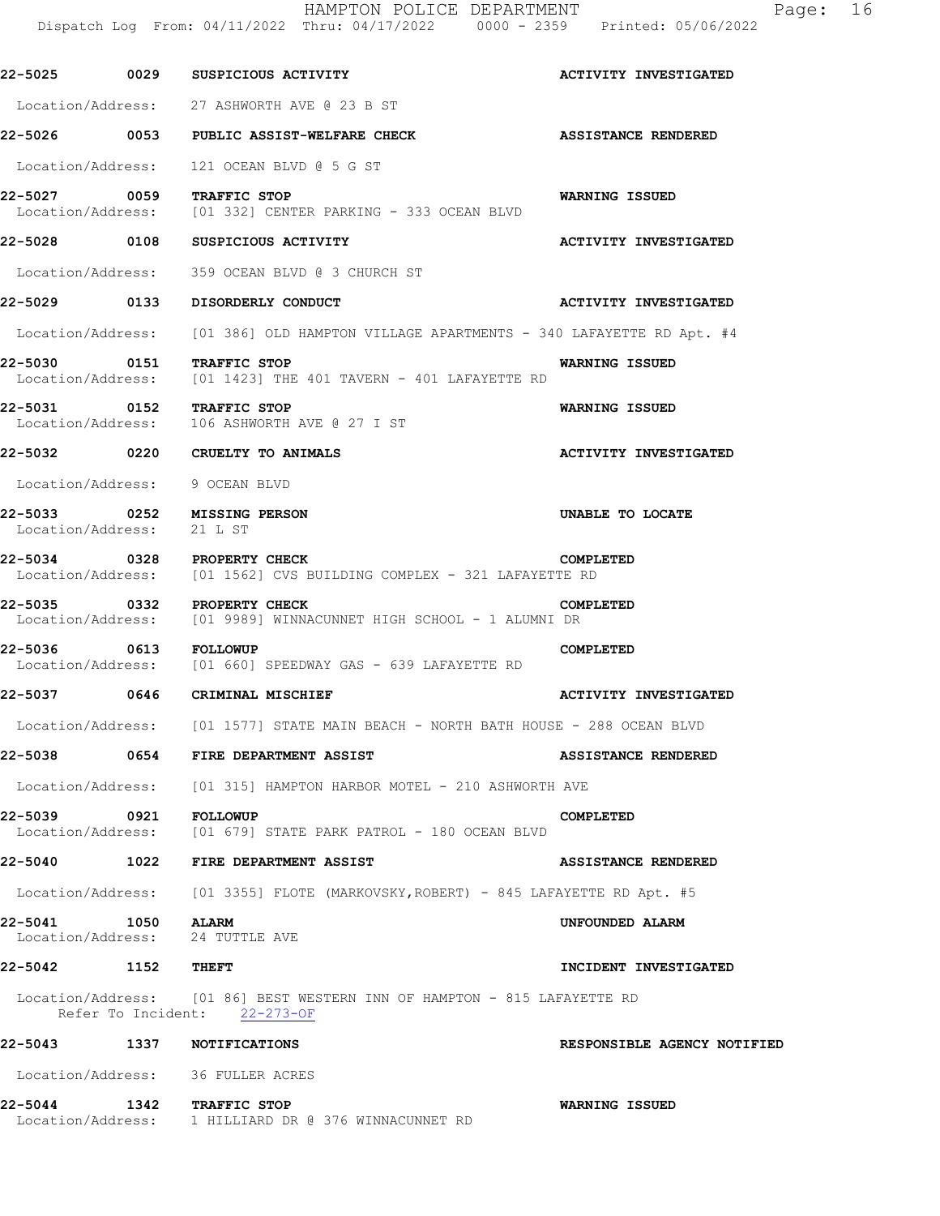**22-5025 0029 SUSPICIOUS ACTIVITY — ACTIVITY INVESTIGATED**

Location/Address: 27 ASHWORTH AVE @ 23 B ST

**22-5026 0053 PUBLIC ASSIST-WELFARE CHECK — ASSISTANCE RENDERED**

Location/Address: 121 OCEAN BLVD @ 5 G ST

**22-5027 0059 TRAFFIC STOP — WARNING ISSUED**

Location/Address: [01 332] CENTER PARKING - 333 OCEAN BLVD

**22-5028 0108 SUSPICIOUS ACTIVITY — ACTIVITY INVESTIGATED**

Location/Address: 359 OCEAN BLVD @ 3 CHURCH ST

**22-5029 0133 DISORDERLY CONDUCT — ACTIVITY INVESTIGATED**

Location/Address: [01 386] OLD HAMPTON VILLAGE APARTMENTS - 340 LAFAYETTE RD Apt. #4

**22-5030 0151 TRAFFIC STOP — WARNING ISSUED**

Location/Address: [01 1423] THE 401 TAVERN - 401 LAFAYETTE RD

**22-5031 0152 TRAFFIC STOP — WARNING ISSUED**

Location/Address: 106 ASHWORTH AVE @ 27 I ST

**22-5032 0220 CRUELTY TO ANIMALS — ACTIVITY INVESTIGATED**

Location/Address: 9 OCEAN BLVD

**22-5033 0252 MISSING PERSON — UNABLE TO LOCATE**

Location/Address: 21 L ST

**22-5034 0328 PROPERTY CHECK — COMPLETED**

Location/Address: [01 1562] CVS BUILDING COMPLEX - 321 LAFAYETTE RD

**22-5035 0332 PROPERTY CHECK — COMPLETED**

Location/Address: [01 9989] WINNACUNNET HIGH SCHOOL - 1 ALUMNI DR

**22-5036 0613 FOLLOWUP — COMPLETED**

Location/Address: [01 660] SPEEDWAY GAS - 639 LAFAYETTE RD

**22-5037 0646 CRIMINAL MISCHIEF — ACTIVITY INVESTIGATED**

Location/Address: [01 1577] STATE MAIN BEACH - NORTH BATH HOUSE - 288 OCEAN BLVD

**22-5038 0654 FIRE DEPARTMENT ASSIST — ASSISTANCE RENDERED**

Location/Address: [01 315] HAMPTON HARBOR MOTEL - 210 ASHWORTH AVE

**22-5039 0921 FOLLOWUP — COMPLETED**

Location/Address: [01 679] STATE PARK PATROL - 180 OCEAN BLVD

**22-5040 1022 FIRE DEPARTMENT ASSIST — ASSISTANCE RENDERED**

Location/Address: [01 3355] FLOTE (MARKOVSKY,ROBERT) - 845 LAFAYETTE RD Apt. #5

**22-5041 1050 ALARM — UNFOUNDED ALARM**

Location/Address: 24 TUTTLE AVE

**22-5042 1152 THEFT — INCIDENT INVESTIGATED**

Location/Address: [01 86] BEST WESTERN INN OF HAMPTON - 815 LAFAYETTE RD
Refer To Incident: 22-273-OF

**22-5043 1337 NOTIFICATIONS — RESPONSIBLE AGENCY NOTIFIED**

Location/Address: 36 FULLER ACRES

**22-5044 1342 TRAFFIC STOP — WARNING ISSUED**

Location/Address: 1 HILLIARD DR @ 376 WINNACUNNET RD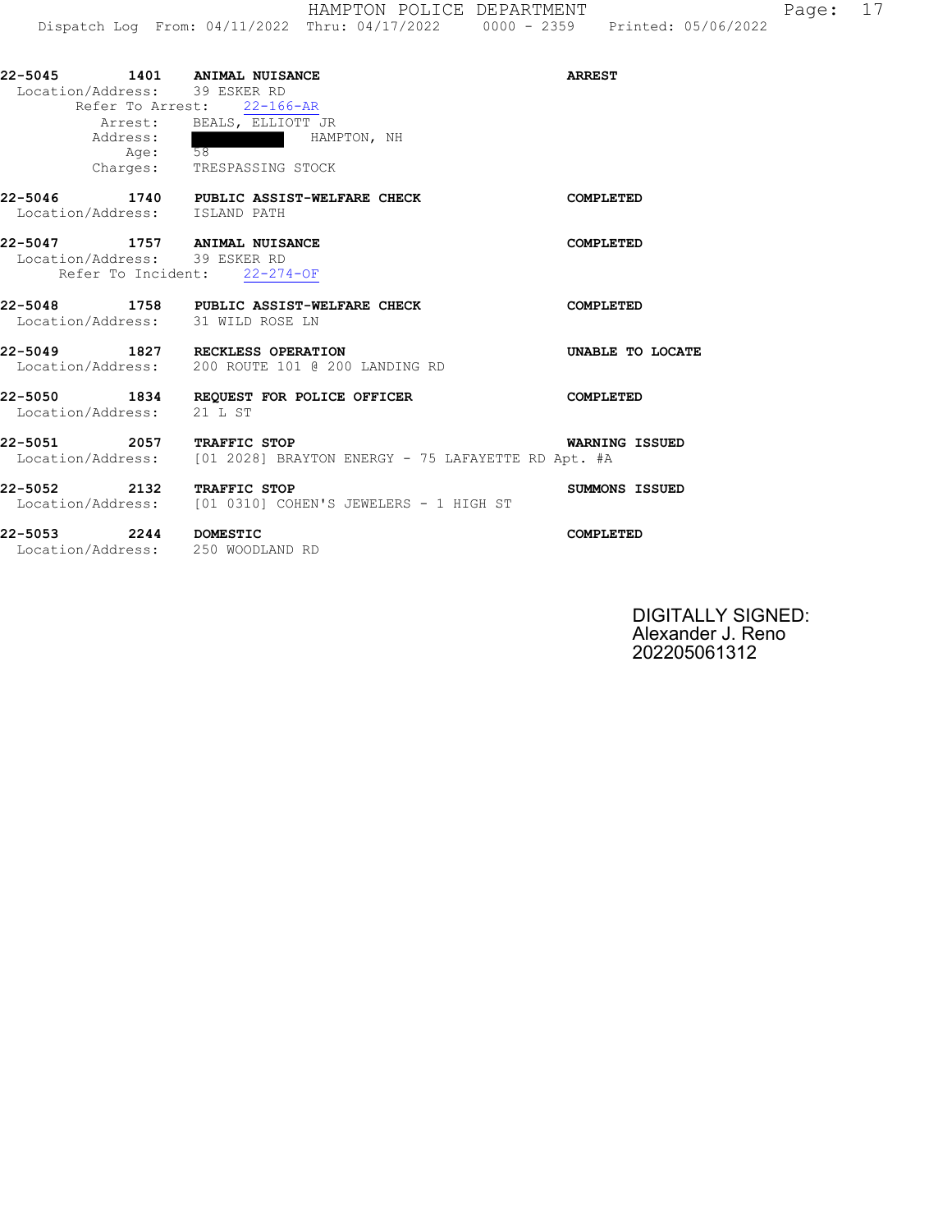**22-5045** **1401** **ANIMAL NUISANCE** **ARREST**
Location/Address: 39 ESKER RD
Refer To Arrest: 22-166-AR
Arrest: BEALS, ELLIOTT JR
Address: ██████████ HAMPTON, NH
Age: 58
Charges: TRESPASSING STOCK

**22-5046** **1740** **PUBLIC ASSIST-WELFARE CHECK** **COMPLETED**
Location/Address: ISLAND PATH

**22-5047** **1757** **ANIMAL NUISANCE** **COMPLETED**
Location/Address: 39 ESKER RD
Refer To Incident: 22-274-OF

**22-5048** **1758** **PUBLIC ASSIST-WELFARE CHECK** **COMPLETED**
Location/Address: 31 WILD ROSE LN

**22-5049** **1827** **RECKLESS OPERATION** **UNABLE TO LOCATE**
Location/Address: 200 ROUTE 101 @ 200 LANDING RD

**22-5050** **1834** **REQUEST FOR POLICE OFFICER** **COMPLETED**
Location/Address: 21 L ST

**22-5051** **2057** **TRAFFIC STOP** **WARNING ISSUED**
Location/Address: [01 2028] BRAYTON ENERGY - 75 LAFAYETTE RD Apt. #A

**22-5052** **2132** **TRAFFIC STOP** **SUMMONS ISSUED**
Location/Address: [01 0310] COHEN'S JEWELERS - 1 HIGH ST

**22-5053** **2244** **DOMESTIC** **COMPLETED**
Location/Address: 250 WOODLAND RD

DIGITALLY SIGNED:
Alexander J. Reno
202205061312